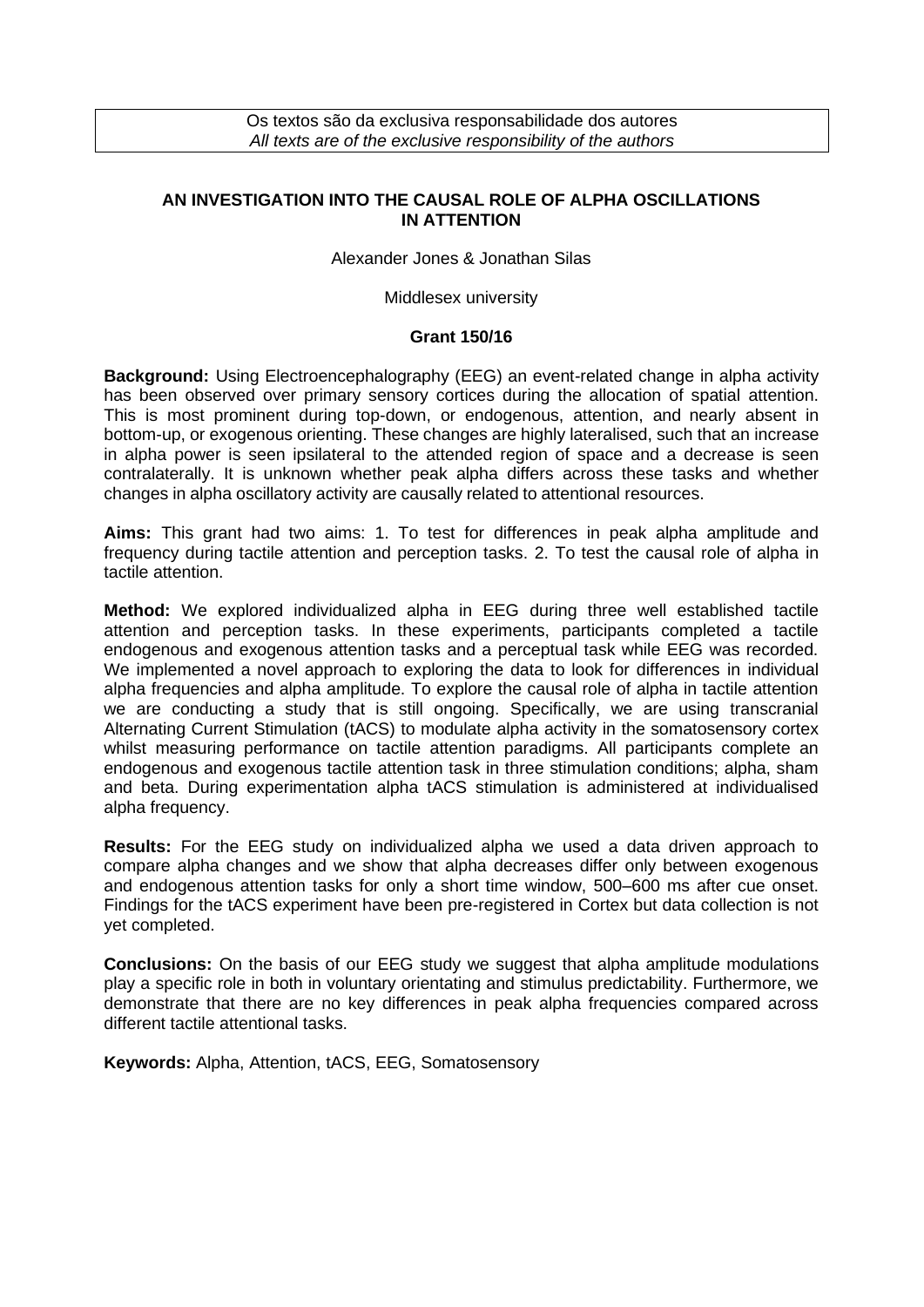Os textos são da exclusiva responsabilidade dos autores
*All texts are of the exclusive responsibility of the authors*

# AN INVESTIGATION INTO THE CAUSAL ROLE OF ALPHA OSCILLATIONS IN ATTENTION

Alexander Jones & Jonathan Silas

Middlesex university

**Grant 150/16**

**Background:** Using Electroencephalography (EEG) an event-related change in alpha activity has been observed over primary sensory cortices during the allocation of spatial attention. This is most prominent during top-down, or endogenous, attention, and nearly absent in bottom-up, or exogenous orienting. These changes are highly lateralised, such that an increase in alpha power is seen ipsilateral to the attended region of space and a decrease is seen contralaterally. It is unknown whether peak alpha differs across these tasks and whether changes in alpha oscillatory activity are causally related to attentional resources.

**Aims:** This grant had two aims: 1. To test for differences in peak alpha amplitude and frequency during tactile attention and perception tasks. 2. To test the causal role of alpha in tactile attention.

**Method:** We explored individualized alpha in EEG during three well established tactile attention and perception tasks. In these experiments, participants completed a tactile endogenous and exogenous attention tasks and a perceptual task while EEG was recorded. We implemented a novel approach to exploring the data to look for differences in individual alpha frequencies and alpha amplitude. To explore the causal role of alpha in tactile attention we are conducting a study that is still ongoing. Specifically, we are using transcranial Alternating Current Stimulation (tACS) to modulate alpha activity in the somatosensory cortex whilst measuring performance on tactile attention paradigms. All participants complete an endogenous and exogenous tactile attention task in three stimulation conditions; alpha, sham and beta. During experimentation alpha tACS stimulation is administered at individualised alpha frequency.

**Results:** For the EEG study on individualized alpha we used a data driven approach to compare alpha changes and we show that alpha decreases differ only between exogenous and endogenous attention tasks for only a short time window, 500–600 ms after cue onset. Findings for the tACS experiment have been pre-registered in Cortex but data collection is not yet completed.

**Conclusions:** On the basis of our EEG study we suggest that alpha amplitude modulations play a specific role in both in voluntary orientating and stimulus predictability. Furthermore, we demonstrate that there are no key differences in peak alpha frequencies compared across different tactile attentional tasks.

**Keywords:** Alpha, Attention, tACS, EEG, Somatosensory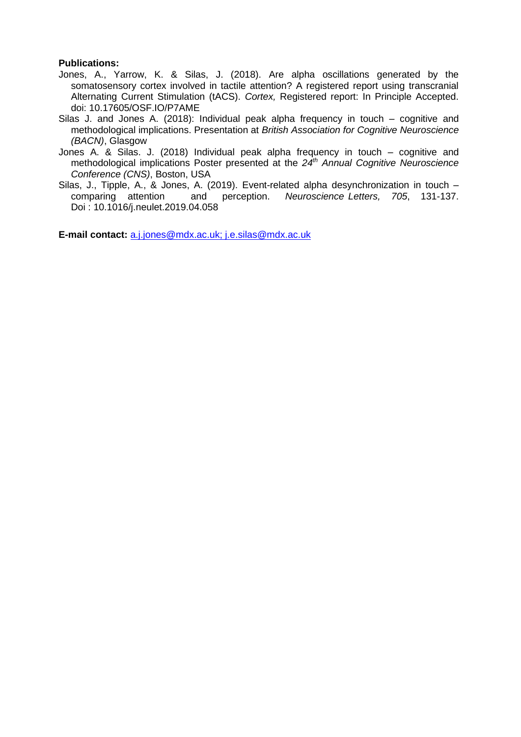**Publications:**

Jones, A., Yarrow, K. & Silas, J. (2018). Are alpha oscillations generated by the somatosensory cortex involved in tactile attention? A registered report using transcranial Alternating Current Stimulation (tACS). *Cortex,* Registered report: In Principle Accepted. doi: 10.17605/OSF.IO/P7AME

Silas J. and Jones A. (2018): Individual peak alpha frequency in touch – cognitive and methodological implications. Presentation at *British Association for Cognitive Neuroscience (BACN)*, Glasgow

Jones A. & Silas. J. (2018) Individual peak alpha frequency in touch – cognitive and methodological implications Poster presented at the *24th Annual Cognitive Neuroscience Conference (CNS)*, Boston, USA

Silas, J., Tipple, A., & Jones, A. (2019). Event-related alpha desynchronization in touch – comparing attention and perception. *Neuroscience Letters, 705*, 131-137. Doi : 10.1016/j.neulet.2019.04.058

**E-mail contact:** a.j.jones@mdx.ac.uk; j.e.silas@mdx.ac.uk